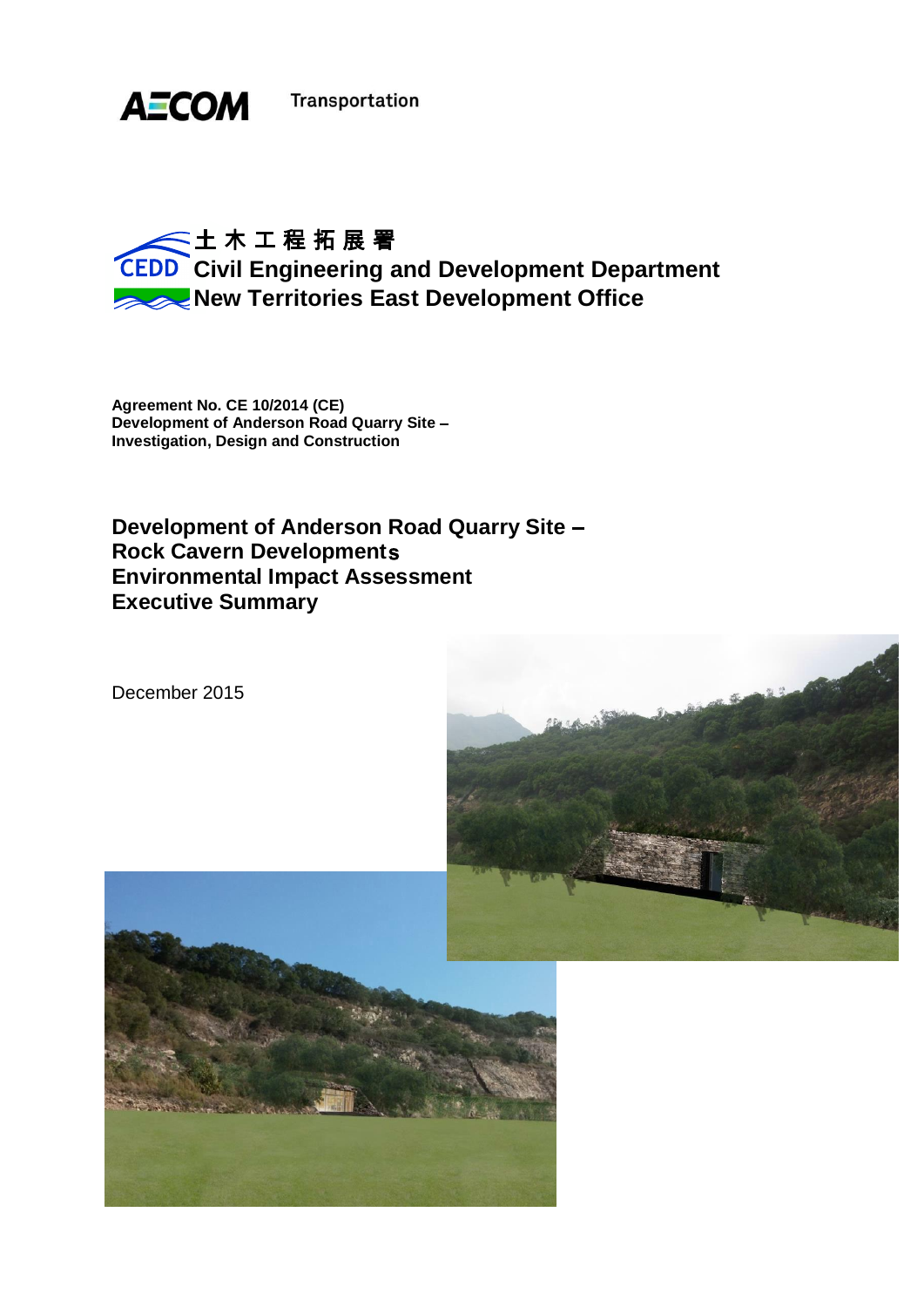AECOM Transportation

土木工程拓展署
CEDD Civil Engineering and Development Department
New Territories East Development Office

**Agreement No. CE 10/2014 (CE)**
**Development of Anderson Road Quarry Site –**
**Investigation, Design and Construction**

# Development of Anderson Road Quarry Site – Rock Cavern Developments Environmental Impact Assessment Executive Summary

December 2015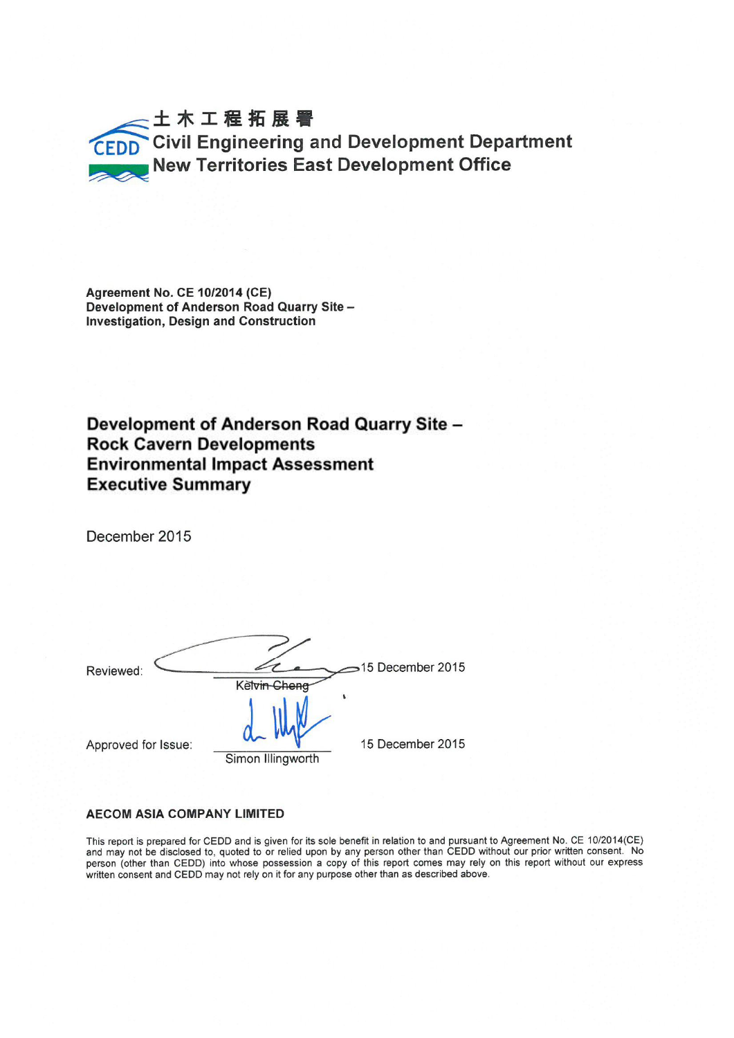土木工程拓展署
Civil Engineering and Development Department
New Territories East Development Office

**Agreement No. CE 10/2014 (CE)**
**Development of Anderson Road Quarry Site –**
**Investigation, Design and Construction**

# Development of Anderson Road Quarry Site – Rock Cavern Developments Environmental Impact Assessment Executive Summary

December 2015

Reviewed: Kelvin Cheng 15 December 2015

Approved for Issue: Simon Illingworth 15 December 2015

**AECOM ASIA COMPANY LIMITED**

This report is prepared for CEDD and is given for its sole benefit in relation to and pursuant to Agreement No. CE 10/2014(CE) and may not be disclosed to, quoted to or relied upon by any person other than CEDD without our prior written consent. No person (other than CEDD) into whose possession a copy of this report comes may rely on this report without our express written consent and CEDD may not rely on it for any purpose other than as described above.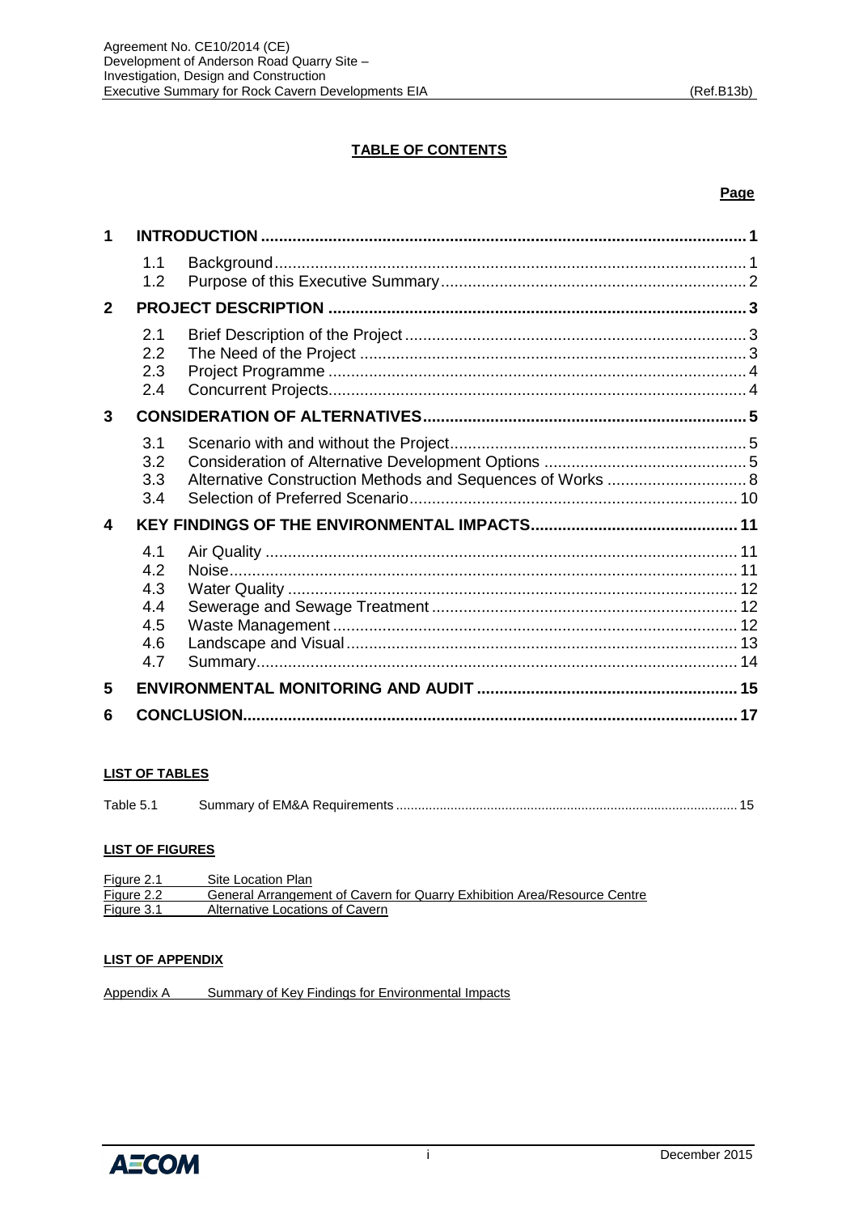## TABLE OF CONTENTS

**Page**

| | | | |
|---|---|---|---|
| **1** | **INTRODUCTION** | | **1** |
| | 1.1 | Background | 1 |
| | 1.2 | Purpose of this Executive Summary | 2 |
| **2** | **PROJECT DESCRIPTION** | | **3** |
| | 2.1 | Brief Description of the Project | 3 |
| | 2.2 | The Need of the Project | 3 |
| | 2.3 | Project Programme | 4 |
| | 2.4 | Concurrent Projects | 4 |
| **3** | **CONSIDERATION OF ALTERNATIVES** | | **5** |
| | 3.1 | Scenario with and without the Project | 5 |
| | 3.2 | Consideration of Alternative Development Options | 5 |
| | 3.3 | Alternative Construction Methods and Sequences of Works | 8 |
| | 3.4 | Selection of Preferred Scenario | 10 |
| **4** | **KEY FINDINGS OF THE ENVIRONMENTAL IMPACTS** | | **11** |
| | 4.1 | Air Quality | 11 |
| | 4.2 | Noise | 11 |
| | 4.3 | Water Quality | 12 |
| | 4.4 | Sewerage and Sewage Treatment | 12 |
| | 4.5 | Waste Management | 12 |
| | 4.6 | Landscape and Visual | 13 |
| | 4.7 | Summary | 14 |
| **5** | **ENVIRONMENTAL MONITORING AND AUDIT** | | **15** |
| **6** | **CONCLUSION** | | **17** |

**LIST OF TABLES**

Table 5.1 Summary of EM&A Requirements ..... 15

**LIST OF FIGURES**

Figure 2.1 Site Location Plan
Figure 2.2 General Arrangement of Cavern for Quarry Exhibition Area/Resource Centre
Figure 3.1 Alternative Locations of Cavern

**LIST OF APPENDIX**

Appendix A Summary of Key Findings for Environmental Impacts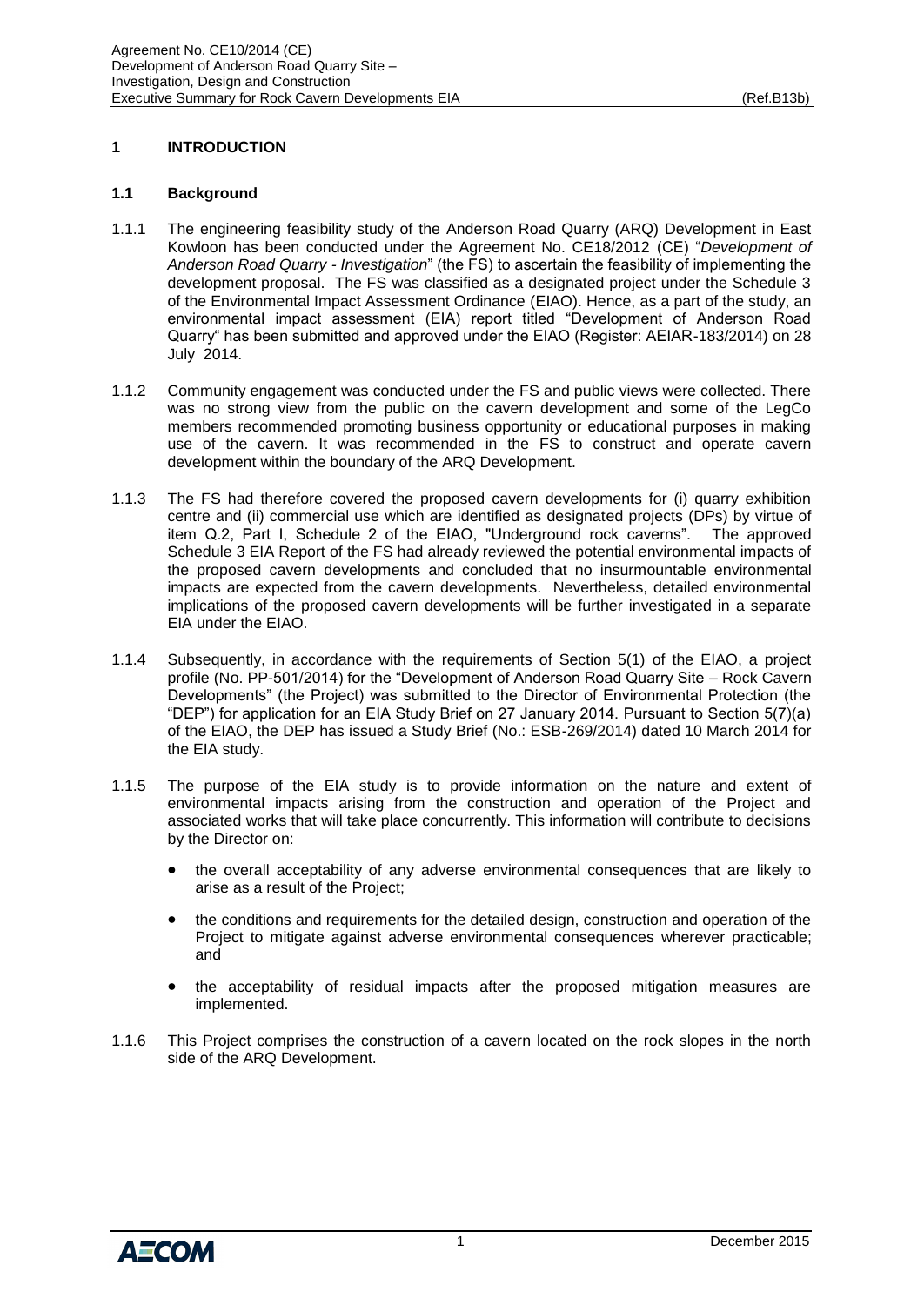# 1 INTRODUCTION

## 1.1 Background

1.1.1 The engineering feasibility study of the Anderson Road Quarry (ARQ) Development in East Kowloon has been conducted under the Agreement No. CE18/2012 (CE) "*Development of Anderson Road Quarry - Investigation*" (the FS) to ascertain the feasibility of implementing the development proposal. The FS was classified as a designated project under the Schedule 3 of the Environmental Impact Assessment Ordinance (EIAO). Hence, as a part of the study, an environmental impact assessment (EIA) report titled "Development of Anderson Road Quarry" has been submitted and approved under the EIAO (Register: AEIAR-183/2014) on 28 July 2014.

1.1.2 Community engagement was conducted under the FS and public views were collected. There was no strong view from the public on the cavern development and some of the LegCo members recommended promoting business opportunity or educational purposes in making use of the cavern. It was recommended in the FS to construct and operate cavern development within the boundary of the ARQ Development.

1.1.3 The FS had therefore covered the proposed cavern developments for (i) quarry exhibition centre and (ii) commercial use which are identified as designated projects (DPs) by virtue of item Q.2, Part I, Schedule 2 of the EIAO, "Underground rock caverns". The approved Schedule 3 EIA Report of the FS had already reviewed the potential environmental impacts of the proposed cavern developments and concluded that no insurmountable environmental impacts are expected from the cavern developments. Nevertheless, detailed environmental implications of the proposed cavern developments will be further investigated in a separate EIA under the EIAO.

1.1.4 Subsequently, in accordance with the requirements of Section 5(1) of the EIAO, a project profile (No. PP-501/2014) for the "Development of Anderson Road Quarry Site – Rock Cavern Developments" (the Project) was submitted to the Director of Environmental Protection (the "DEP") for application for an EIA Study Brief on 27 January 2014. Pursuant to Section 5(7)(a) of the EIAO, the DEP has issued a Study Brief (No.: ESB-269/2014) dated 10 March 2014 for the EIA study.

1.1.5 The purpose of the EIA study is to provide information on the nature and extent of environmental impacts arising from the construction and operation of the Project and associated works that will take place concurrently. This information will contribute to decisions by the Director on:

- the overall acceptability of any adverse environmental consequences that are likely to arise as a result of the Project;
- the conditions and requirements for the detailed design, construction and operation of the Project to mitigate against adverse environmental consequences wherever practicable; and
- the acceptability of residual impacts after the proposed mitigation measures are implemented.

1.1.6 This Project comprises the construction of a cavern located on the rock slopes in the north side of the ARQ Development.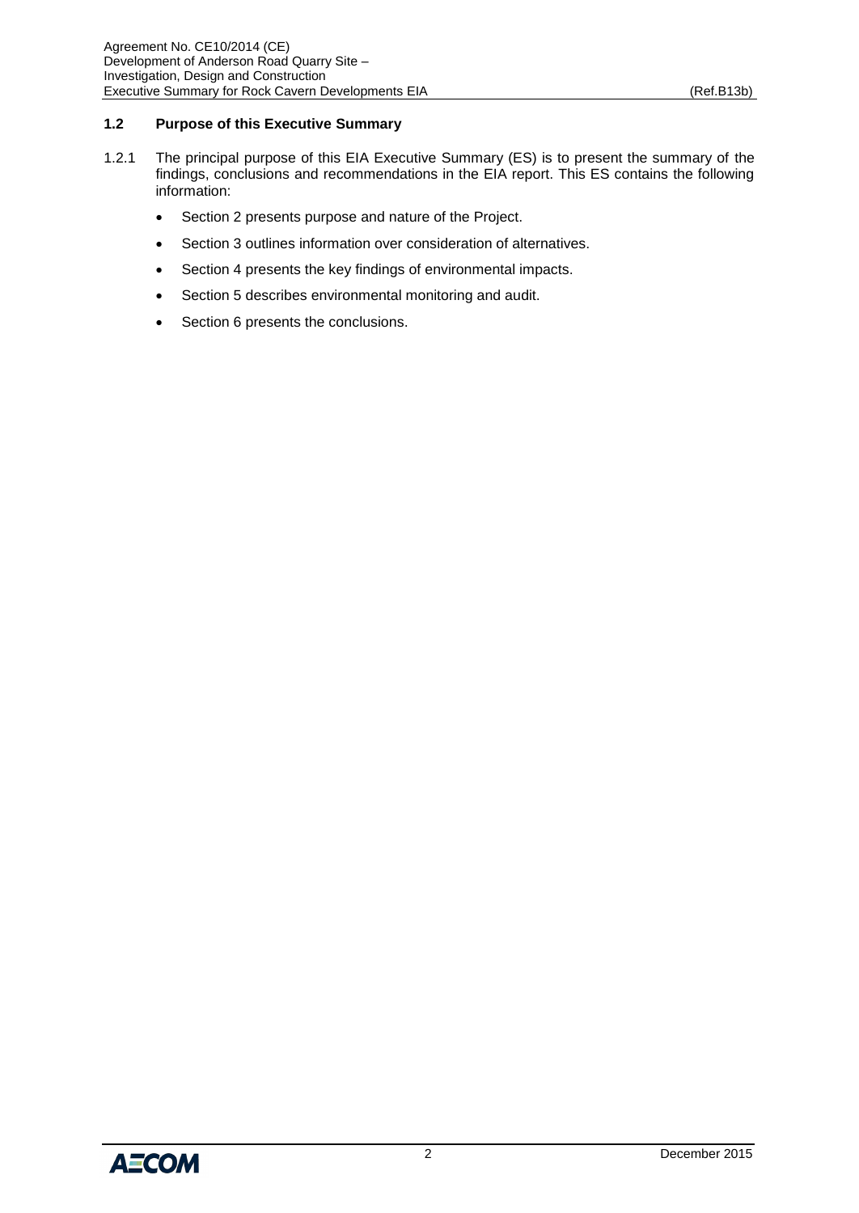## 1.2 Purpose of this Executive Summary

1.2.1 The principal purpose of this EIA Executive Summary (ES) is to present the summary of the findings, conclusions and recommendations in the EIA report. This ES contains the following information:

- Section 2 presents purpose and nature of the Project.
- Section 3 outlines information over consideration of alternatives.
- Section 4 presents the key findings of environmental impacts.
- Section 5 describes environmental monitoring and audit.
- Section 6 presents the conclusions.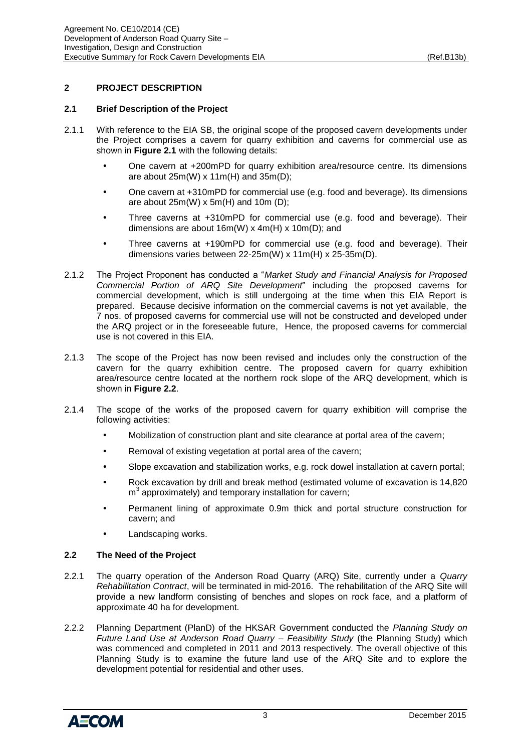## 2 PROJECT DESCRIPTION

### 2.1 Brief Description of the Project

2.1.1 With reference to the EIA SB, the original scope of the proposed cavern developments under the Project comprises a cavern for quarry exhibition and caverns for commercial use as shown in **Figure 2.1** with the following details:

- One cavern at +200mPD for quarry exhibition area/resource centre. Its dimensions are about 25m(W) x 11m(H) and 35m(D);
- One cavern at +310mPD for commercial use (e.g. food and beverage). Its dimensions are about 25m(W) x 5m(H) and 10m (D);
- Three caverns at +310mPD for commercial use (e.g. food and beverage). Their dimensions are about 16m(W) x 4m(H) x 10m(D); and
- Three caverns at +190mPD for commercial use (e.g. food and beverage). Their dimensions varies between 22-25m(W) x 11m(H) x 25-35m(D).

2.1.2 The Project Proponent has conducted a "*Market Study and Financial Analysis for Proposed Commercial Portion of ARQ Site Development*" including the proposed caverns for commercial development, which is still undergoing at the time when this EIA Report is prepared. Because decisive information on the commercial caverns is not yet available, the 7 nos. of proposed caverns for commercial use will not be constructed and developed under the ARQ project or in the foreseeable future, Hence, the proposed caverns for commercial use is not covered in this EIA.

2.1.3 The scope of the Project has now been revised and includes only the construction of the cavern for the quarry exhibition centre. The proposed cavern for quarry exhibition area/resource centre located at the northern rock slope of the ARQ development, which is shown in **Figure 2.2**.

2.1.4 The scope of the works of the proposed cavern for quarry exhibition will comprise the following activities:

- Mobilization of construction plant and site clearance at portal area of the cavern;
- Removal of existing vegetation at portal area of the cavern;
- Slope excavation and stabilization works, e.g. rock dowel installation at cavern portal;
- Rock excavation by drill and break method (estimated volume of excavation is 14,820 $m^3$ approximately) and temporary installation for cavern;
- Permanent lining of approximate 0.9m thick and portal structure construction for cavern; and
- Landscaping works.

### 2.2 The Need of the Project

2.2.1 The quarry operation of the Anderson Road Quarry (ARQ) Site, currently under a *Quarry Rehabilitation Contract*, will be terminated in mid-2016. The rehabilitation of the ARQ Site will provide a new landform consisting of benches and slopes on rock face, and a platform of approximate 40 ha for development.

2.2.2 Planning Department (PlanD) of the HKSAR Government conducted the *Planning Study on Future Land Use at Anderson Road Quarry – Feasibility Study* (the Planning Study) which was commenced and completed in 2011 and 2013 respectively. The overall objective of this Planning Study is to examine the future land use of the ARQ Site and to explore the development potential for residential and other uses.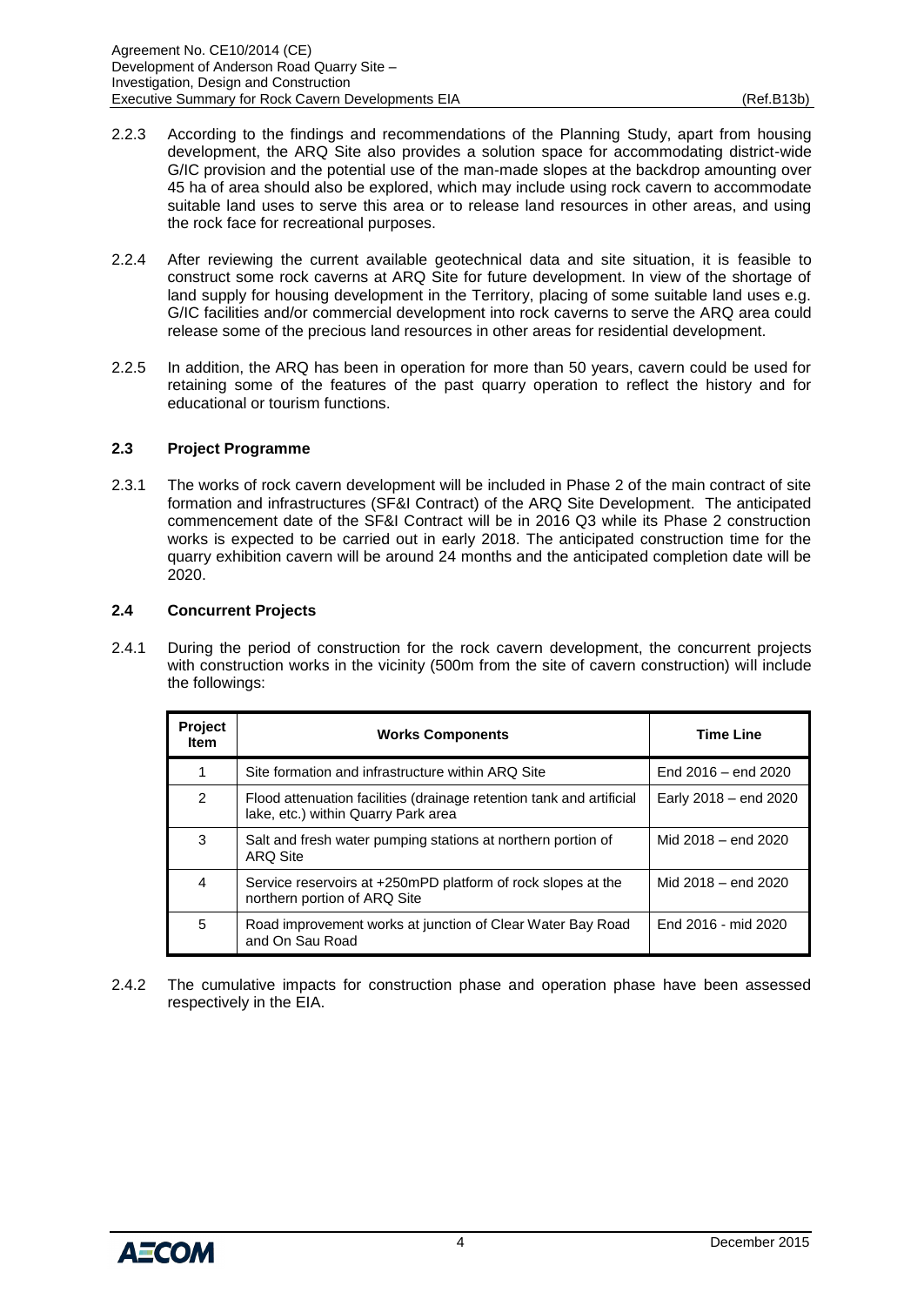2.2.3 According to the findings and recommendations of the Planning Study, apart from housing development, the ARQ Site also provides a solution space for accommodating district-wide G/IC provision and the potential use of the man-made slopes at the backdrop amounting over 45 ha of area should also be explored, which may include using rock cavern to accommodate suitable land uses to serve this area or to release land resources in other areas, and using the rock face for recreational purposes.

2.2.4 After reviewing the current available geotechnical data and site situation, it is feasible to construct some rock caverns at ARQ Site for future development. In view of the shortage of land supply for housing development in the Territory, placing of some suitable land uses e.g. G/IC facilities and/or commercial development into rock caverns to serve the ARQ area could release some of the precious land resources in other areas for residential development.

2.2.5 In addition, the ARQ has been in operation for more than 50 years, cavern could be used for retaining some of the features of the past quarry operation to reflect the history and for educational or tourism functions.

### 2.3 Project Programme

2.3.1 The works of rock cavern development will be included in Phase 2 of the main contract of site formation and infrastructures (SF&I Contract) of the ARQ Site Development. The anticipated commencement date of the SF&I Contract will be in 2016 Q3 while its Phase 2 construction works is expected to be carried out in early 2018. The anticipated construction time for the quarry exhibition cavern will be around 24 months and the anticipated completion date will be 2020.

### 2.4 Concurrent Projects

2.4.1 During the period of construction for the rock cavern development, the concurrent projects with construction works in the vicinity (500m from the site of cavern construction) will include the followings:

| Project Item | Works Components | Time Line |
|---|---|---|
| 1 | Site formation and infrastructure within ARQ Site | End 2016 – end 2020 |
| 2 | Flood attenuation facilities (drainage retention tank and artificial lake, etc.) within Quarry Park area | Early 2018 – end 2020 |
| 3 | Salt and fresh water pumping stations at northern portion of ARQ Site | Mid 2018 – end 2020 |
| 4 | Service reservoirs at +250mPD platform of rock slopes at the northern portion of ARQ Site | Mid 2018 – end 2020 |
| 5 | Road improvement works at junction of Clear Water Bay Road and On Sau Road | End 2016 - mid 2020 |

2.4.2 The cumulative impacts for construction phase and operation phase have been assessed respectively in the EIA.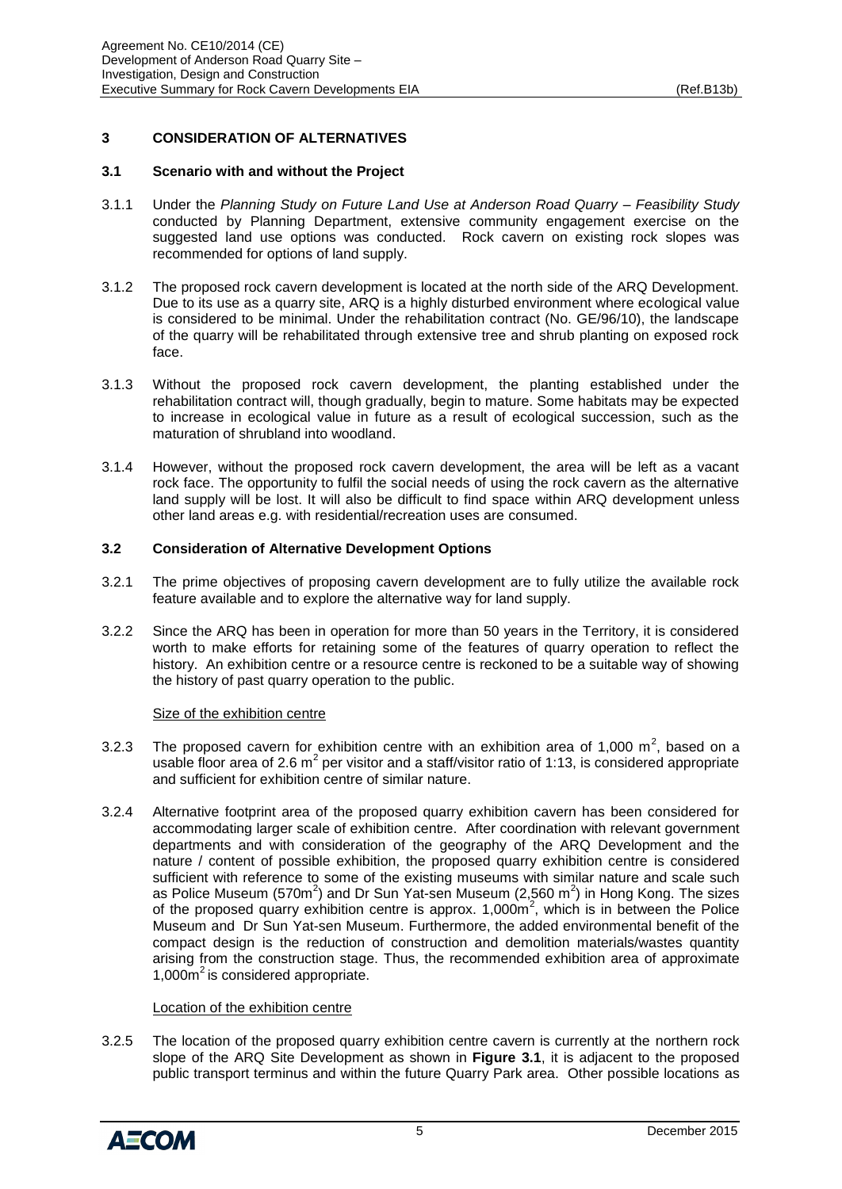## 3 CONSIDERATION OF ALTERNATIVES

### 3.1 Scenario with and without the Project

3.1.1 Under the *Planning Study on Future Land Use at Anderson Road Quarry – Feasibility Study* conducted by Planning Department, extensive community engagement exercise on the suggested land use options was conducted. Rock cavern on existing rock slopes was recommended for options of land supply.

3.1.2 The proposed rock cavern development is located at the north side of the ARQ Development. Due to its use as a quarry site, ARQ is a highly disturbed environment where ecological value is considered to be minimal. Under the rehabilitation contract (No. GE/96/10), the landscape of the quarry will be rehabilitated through extensive tree and shrub planting on exposed rock face.

3.1.3 Without the proposed rock cavern development, the planting established under the rehabilitation contract will, though gradually, begin to mature. Some habitats may be expected to increase in ecological value in future as a result of ecological succession, such as the maturation of shrubland into woodland.

3.1.4 However, without the proposed rock cavern development, the area will be left as a vacant rock face. The opportunity to fulfil the social needs of using the rock cavern as the alternative land supply will be lost. It will also be difficult to find space within ARQ development unless other land areas e.g. with residential/recreation uses are consumed.

### 3.2 Consideration of Alternative Development Options

3.2.1 The prime objectives of proposing cavern development are to fully utilize the available rock feature available and to explore the alternative way for land supply.

3.2.2 Since the ARQ has been in operation for more than 50 years in the Territory, it is considered worth to make efforts for retaining some of the features of quarry operation to reflect the history. An exhibition centre or a resource centre is reckoned to be a suitable way of showing the history of past quarry operation to the public.

Size of the exhibition centre

3.2.3 The proposed cavern for exhibition centre with an exhibition area of 1,000 $m^2$, based on a usable floor area of 2.6 $m^2$ per visitor and a staff/visitor ratio of 1:13, is considered appropriate and sufficient for exhibition centre of similar nature.

3.2.4 Alternative footprint area of the proposed quarry exhibition cavern has been considered for accommodating larger scale of exhibition centre. After coordination with relevant government departments and with consideration of the geography of the ARQ Development and the nature / content of possible exhibition, the proposed quarry exhibition centre is considered sufficient with reference to some of the existing museums with similar nature and scale such as Police Museum (570$m^2$) and Dr Sun Yat-sen Museum (2,560 $m^2$) in Hong Kong. The sizes of the proposed quarry exhibition centre is approx. 1,000$m^2$, which is in between the Police Museum and Dr Sun Yat-sen Museum. Furthermore, the added environmental benefit of the compact design is the reduction of construction and demolition materials/wastes quantity arising from the construction stage. Thus, the recommended exhibition area of approximate 1,000$m^2$ is considered appropriate.

Location of the exhibition centre

3.2.5 The location of the proposed quarry exhibition centre cavern is currently at the northern rock slope of the ARQ Site Development as shown in **Figure 3.1**, it is adjacent to the proposed public transport terminus and within the future Quarry Park area. Other possible locations as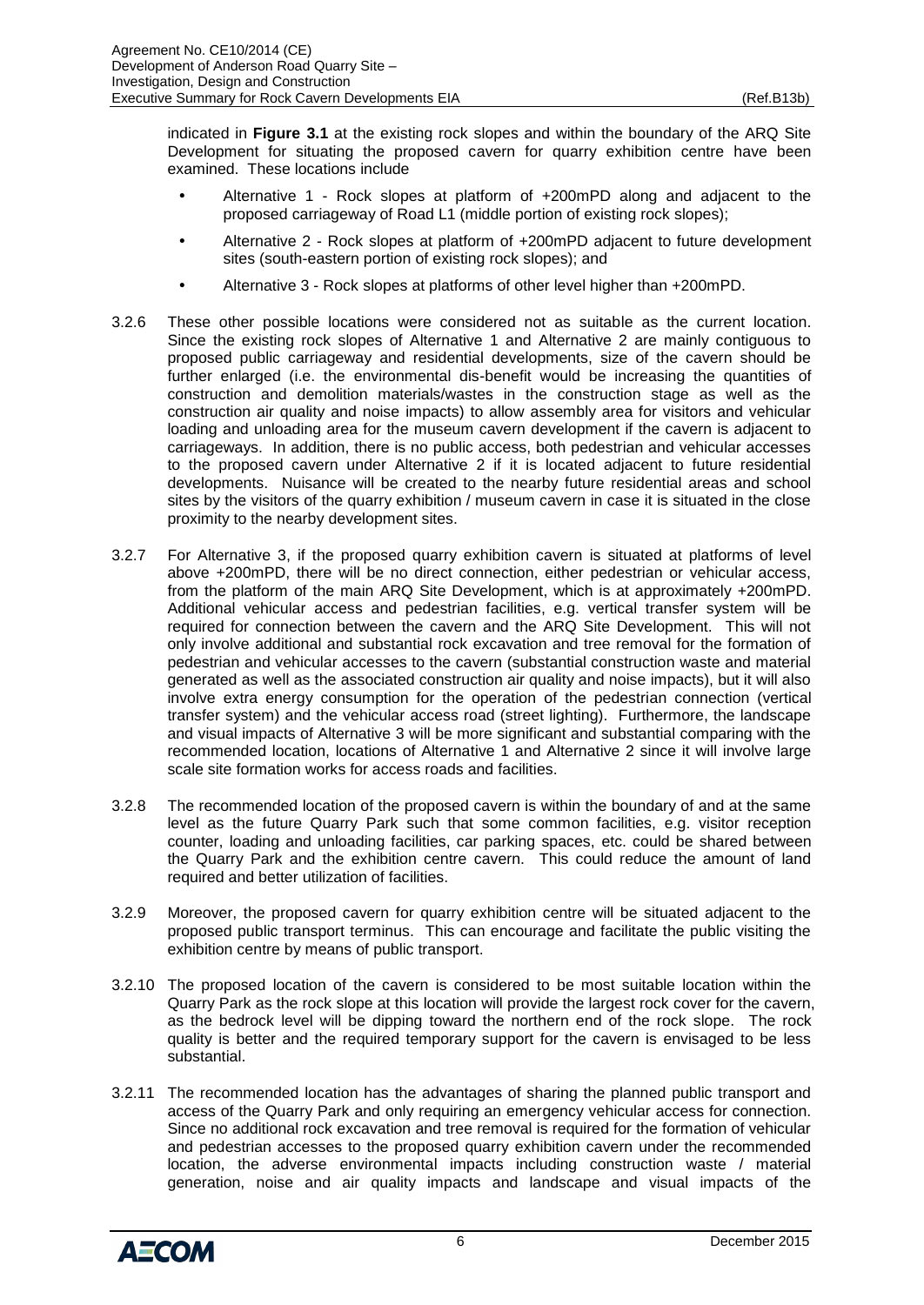indicated in **Figure 3.1** at the existing rock slopes and within the boundary of the ARQ Site Development for situating the proposed cavern for quarry exhibition centre have been examined. These locations include

- Alternative 1 - Rock slopes at platform of +200mPD along and adjacent to the proposed carriageway of Road L1 (middle portion of existing rock slopes);
- Alternative 2 - Rock slopes at platform of +200mPD adjacent to future development sites (south-eastern portion of existing rock slopes); and
- Alternative 3 - Rock slopes at platforms of other level higher than +200mPD.

3.2.6 These other possible locations were considered not as suitable as the current location. Since the existing rock slopes of Alternative 1 and Alternative 2 are mainly contiguous to proposed public carriageway and residential developments, size of the cavern should be further enlarged (i.e. the environmental dis-benefit would be increasing the quantities of construction and demolition materials/wastes in the construction stage as well as the construction air quality and noise impacts) to allow assembly area for visitors and vehicular loading and unloading area for the museum cavern development if the cavern is adjacent to carriageways. In addition, there is no public access, both pedestrian and vehicular accesses to the proposed cavern under Alternative 2 if it is located adjacent to future residential developments. Nuisance will be created to the nearby future residential areas and school sites by the visitors of the quarry exhibition / museum cavern in case it is situated in the close proximity to the nearby development sites.

3.2.7 For Alternative 3, if the proposed quarry exhibition cavern is situated at platforms of level above +200mPD, there will be no direct connection, either pedestrian or vehicular access, from the platform of the main ARQ Site Development, which is at approximately +200mPD. Additional vehicular access and pedestrian facilities, e.g. vertical transfer system will be required for connection between the cavern and the ARQ Site Development. This will not only involve additional and substantial rock excavation and tree removal for the formation of pedestrian and vehicular accesses to the cavern (substantial construction waste and material generated as well as the associated construction air quality and noise impacts), but it will also involve extra energy consumption for the operation of the pedestrian connection (vertical transfer system) and the vehicular access road (street lighting). Furthermore, the landscape and visual impacts of Alternative 3 will be more significant and substantial comparing with the recommended location, locations of Alternative 1 and Alternative 2 since it will involve large scale site formation works for access roads and facilities.

3.2.8 The recommended location of the proposed cavern is within the boundary of and at the same level as the future Quarry Park such that some common facilities, e.g. visitor reception counter, loading and unloading facilities, car parking spaces, etc. could be shared between the Quarry Park and the exhibition centre cavern. This could reduce the amount of land required and better utilization of facilities.

3.2.9 Moreover, the proposed cavern for quarry exhibition centre will be situated adjacent to the proposed public transport terminus. This can encourage and facilitate the public visiting the exhibition centre by means of public transport.

3.2.10 The proposed location of the cavern is considered to be most suitable location within the Quarry Park as the rock slope at this location will provide the largest rock cover for the cavern, as the bedrock level will be dipping toward the northern end of the rock slope. The rock quality is better and the required temporary support for the cavern is envisaged to be less substantial.

3.2.11 The recommended location has the advantages of sharing the planned public transport and access of the Quarry Park and only requiring an emergency vehicular access for connection. Since no additional rock excavation and tree removal is required for the formation of vehicular and pedestrian accesses to the proposed quarry exhibition cavern under the recommended location, the adverse environmental impacts including construction waste / material generation, noise and air quality impacts and landscape and visual impacts of the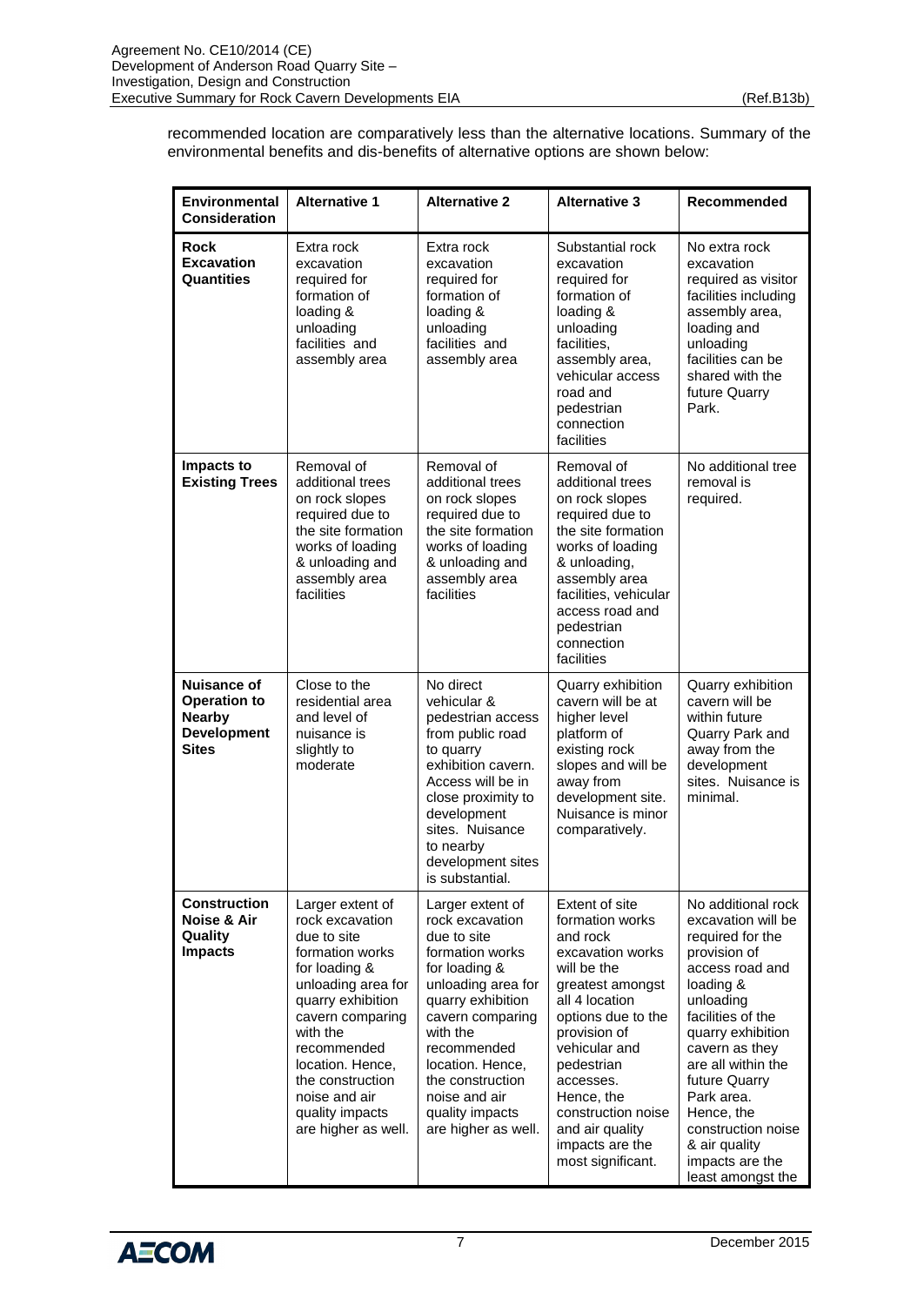recommended location are comparatively less than the alternative locations. Summary of the environmental benefits and dis-benefits of alternative options are shown below:

| Environmental Consideration | Alternative 1 | Alternative 2 | Alternative 3 | Recommended |
|---|---|---|---|---|
| **Rock Excavation Quantities** | Extra rock excavation required for formation of loading & unloading facilities and assembly area | Extra rock excavation required for formation of loading & unloading facilities and assembly area | Substantial rock excavation required for formation of loading & unloading facilities, assembly area, vehicular access road and pedestrian connection facilities | No extra rock excavation required as visitor facilities including assembly area, loading and unloading facilities can be shared with the future Quarry Park. |
| **Impacts to Existing Trees** | Removal of additional trees on rock slopes required due to the site formation works of loading & unloading and assembly area facilities | Removal of additional trees on rock slopes required due to the site formation works of loading & unloading and assembly area facilities | Removal of additional trees on rock slopes required due to the site formation works of loading & unloading, assembly area facilities, vehicular access road and pedestrian connection facilities | No additional tree removal is required. |
| **Nuisance of Operation to Nearby Development Sites** | Close to the residential area and level of nuisance is slightly to moderate | No direct vehicular & pedestrian access from public road to quarry exhibition cavern. Access will be in close proximity to development sites. Nuisance to nearby development sites is substantial. | Quarry exhibition cavern will be at higher level platform of existing rock slopes and will be away from development site. Nuisance is minor comparatively. | Quarry exhibition cavern will be within future Quarry Park and away from the development sites. Nuisance is minimal. |
| **Construction Noise & Air Quality Impacts** | Larger extent of rock excavation due to site formation works for loading & unloading area for quarry exhibition cavern comparing with the recommended location. Hence, the construction noise and air quality impacts are higher as well. | Larger extent of rock excavation due to site formation works for loading & unloading area for quarry exhibition cavern comparing with the recommended location. Hence, the construction noise and air quality impacts are higher as well. | Extent of site formation works and rock excavation works will be the greatest amongst all 4 location options due to the provision of vehicular and pedestrian accesses. Hence, the construction noise and air quality impacts are the most significant. | No additional rock excavation will be required for the provision of access road and loading & unloading facilities of the quarry exhibition cavern as they are all within the future Quarry Park area. Hence, the construction noise & air quality impacts are the least amongst the |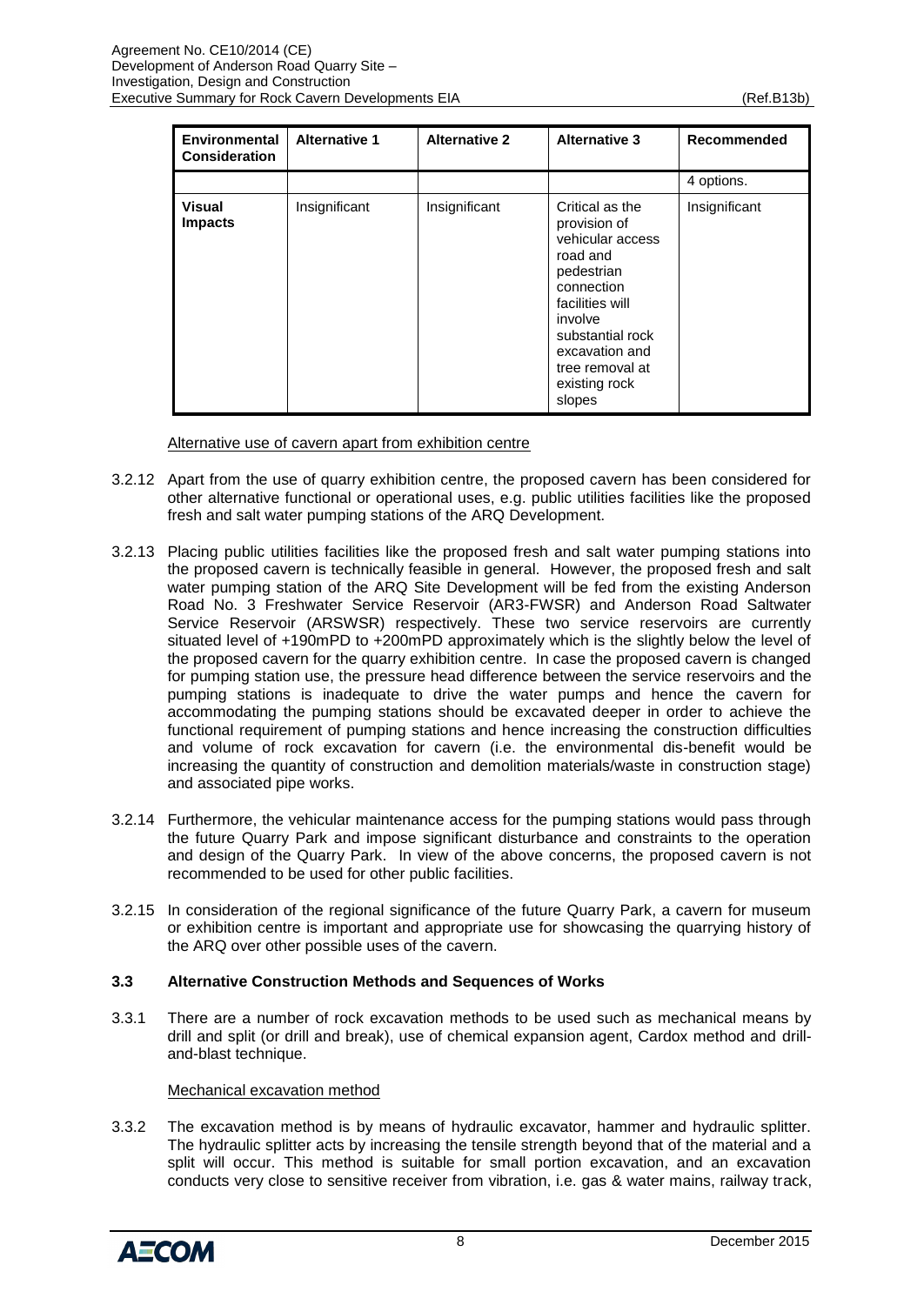| Environmental Consideration | Alternative 1 | Alternative 2 | Alternative 3 | Recommended |
|---|---|---|---|---|
| | | | | 4 options. |
| **Visual Impacts** | Insignificant | Insignificant | Critical as the provision of vehicular access road and pedestrian connection facilities will involve substantial rock excavation and tree removal at existing rock slopes | Insignificant |

Alternative use of cavern apart from exhibition centre

3.2.12 Apart from the use of quarry exhibition centre, the proposed cavern has been considered for other alternative functional or operational uses, e.g. public utilities facilities like the proposed fresh and salt water pumping stations of the ARQ Development.

3.2.13 Placing public utilities facilities like the proposed fresh and salt water pumping stations into the proposed cavern is technically feasible in general. However, the proposed fresh and salt water pumping station of the ARQ Site Development will be fed from the existing Anderson Road No. 3 Freshwater Service Reservoir (AR3-FWSR) and Anderson Road Saltwater Service Reservoir (ARSWSR) respectively. These two service reservoirs are currently situated level of +190mPD to +200mPD approximately which is the slightly below the level of the proposed cavern for the quarry exhibition centre. In case the proposed cavern is changed for pumping station use, the pressure head difference between the service reservoirs and the pumping stations is inadequate to drive the water pumps and hence the cavern for accommodating the pumping stations should be excavated deeper in order to achieve the functional requirement of pumping stations and hence increasing the construction difficulties and volume of rock excavation for cavern (i.e. the environmental dis-benefit would be increasing the quantity of construction and demolition materials/waste in construction stage) and associated pipe works.

3.2.14 Furthermore, the vehicular maintenance access for the pumping stations would pass through the future Quarry Park and impose significant disturbance and constraints to the operation and design of the Quarry Park. In view of the above concerns, the proposed cavern is not recommended to be used for other public facilities.

3.2.15 In consideration of the regional significance of the future Quarry Park, a cavern for museum or exhibition centre is important and appropriate use for showcasing the quarrying history of the ARQ over other possible uses of the cavern.

### 3.3 Alternative Construction Methods and Sequences of Works

3.3.1 There are a number of rock excavation methods to be used such as mechanical means by drill and split (or drill and break), use of chemical expansion agent, Cardox method and drill-and-blast technique.

Mechanical excavation method

3.3.2 The excavation method is by means of hydraulic excavator, hammer and hydraulic splitter. The hydraulic splitter acts by increasing the tensile strength beyond that of the material and a split will occur. This method is suitable for small portion excavation, and an excavation conducts very close to sensitive receiver from vibration, i.e. gas & water mains, railway track,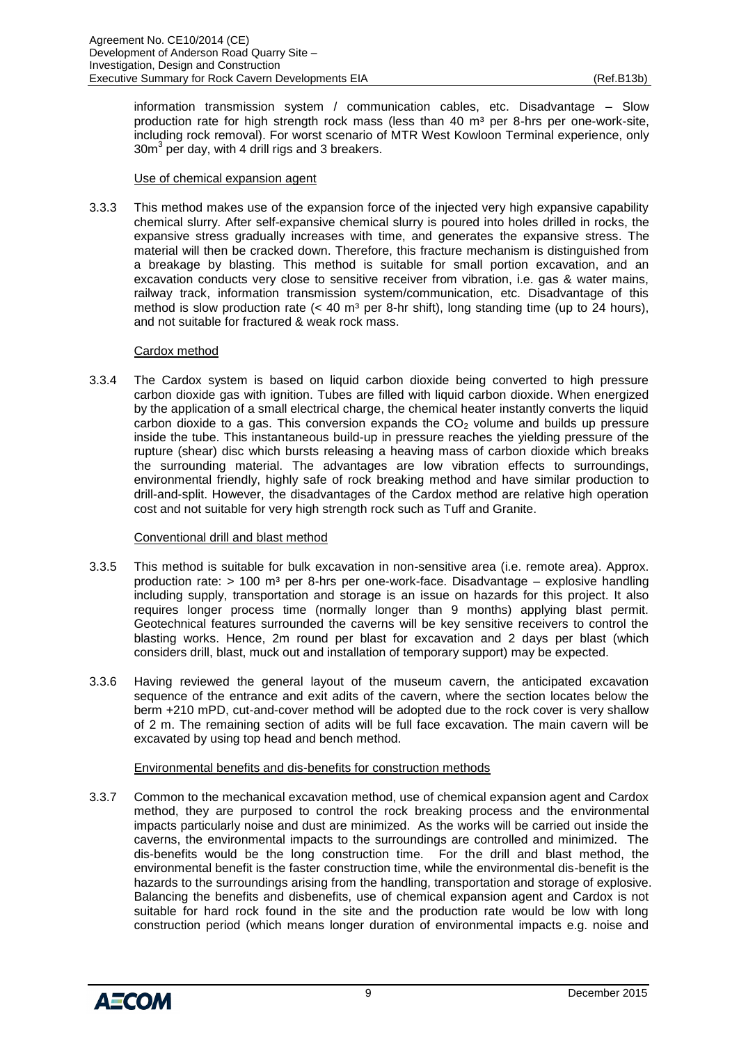information transmission system / communication cables, etc. Disadvantage – Slow production rate for high strength rock mass (less than 40 m³ per 8-hrs per one-work-site, including rock removal). For worst scenario of MTR West Kowloon Terminal experience, only 30m³ per day, with 4 drill rigs and 3 breakers.

Use of chemical expansion agent

3.3.3 This method makes use of the expansion force of the injected very high expansive capability chemical slurry. After self-expansive chemical slurry is poured into holes drilled in rocks, the expansive stress gradually increases with time, and generates the expansive stress. The material will then be cracked down. Therefore, this fracture mechanism is distinguished from a breakage by blasting. This method is suitable for small portion excavation, and an excavation conducts very close to sensitive receiver from vibration, i.e. gas & water mains, railway track, information transmission system/communication, etc. Disadvantage of this method is slow production rate (< 40 m³ per 8-hr shift), long standing time (up to 24 hours), and not suitable for fractured & weak rock mass.

Cardox method

3.3.4 The Cardox system is based on liquid carbon dioxide being converted to high pressure carbon dioxide gas with ignition. Tubes are filled with liquid carbon dioxide. When energized by the application of a small electrical charge, the chemical heater instantly converts the liquid carbon dioxide to a gas. This conversion expands the $CO_2$ volume and builds up pressure inside the tube. This instantaneous build-up in pressure reaches the yielding pressure of the rupture (shear) disc which bursts releasing a heaving mass of carbon dioxide which breaks the surrounding material. The advantages are low vibration effects to surroundings, environmental friendly, highly safe of rock breaking method and have similar production to drill-and-split. However, the disadvantages of the Cardox method are relative high operation cost and not suitable for very high strength rock such as Tuff and Granite.

Conventional drill and blast method

3.3.5 This method is suitable for bulk excavation in non-sensitive area (i.e. remote area). Approx. production rate: > 100 m³ per 8-hrs per one-work-face. Disadvantage – explosive handling including supply, transportation and storage is an issue on hazards for this project. It also requires longer process time (normally longer than 9 months) applying blast permit. Geotechnical features surrounded the caverns will be key sensitive receivers to control the blasting works. Hence, 2m round per blast for excavation and 2 days per blast (which considers drill, blast, muck out and installation of temporary support) may be expected.

3.3.6 Having reviewed the general layout of the museum cavern, the anticipated excavation sequence of the entrance and exit adits of the cavern, where the section locates below the berm +210 mPD, cut-and-cover method will be adopted due to the rock cover is very shallow of 2 m. The remaining section of adits will be full face excavation. The main cavern will be excavated by using top head and bench method.

Environmental benefits and dis-benefits for construction methods

3.3.7 Common to the mechanical excavation method, use of chemical expansion agent and Cardox method, they are purposed to control the rock breaking process and the environmental impacts particularly noise and dust are minimized. As the works will be carried out inside the caverns, the environmental impacts to the surroundings are controlled and minimized. The dis-benefits would be the long construction time. For the drill and blast method, the environmental benefit is the faster construction time, while the environmental dis-benefit is the hazards to the surroundings arising from the handling, transportation and storage of explosive. Balancing the benefits and disbenefits, use of chemical expansion agent and Cardox is not suitable for hard rock found in the site and the production rate would be low with long construction period (which means longer duration of environmental impacts e.g. noise and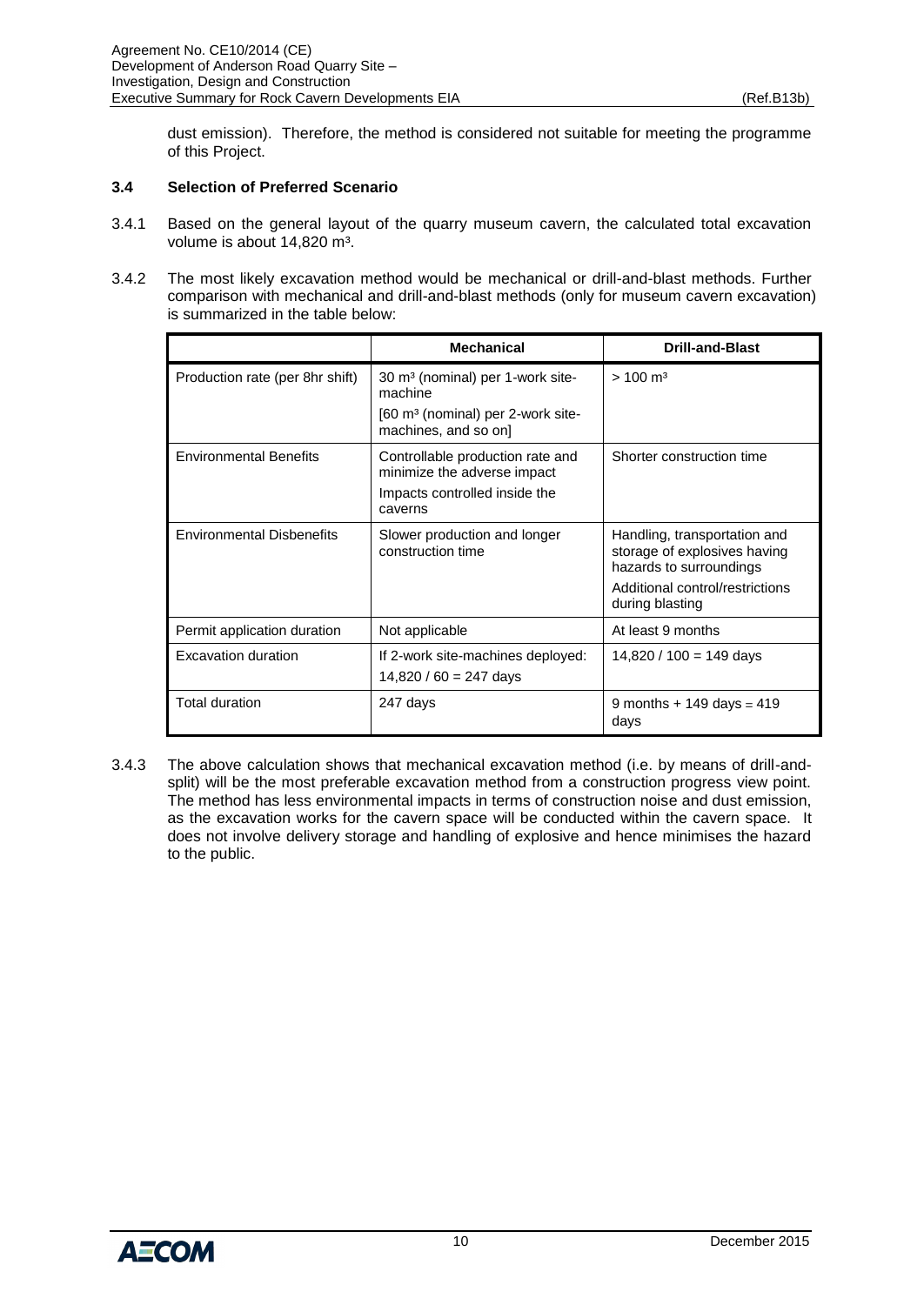dust emission). Therefore, the method is considered not suitable for meeting the programme of this Project.

### 3.4 Selection of Preferred Scenario

3.4.1 Based on the general layout of the quarry museum cavern, the calculated total excavation volume is about 14,820 m³.

3.4.2 The most likely excavation method would be mechanical or drill-and-blast methods. Further comparison with mechanical and drill-and-blast methods (only for museum cavern excavation) is summarized in the table below:

| | Mechanical | Drill-and-Blast |
|---|---|---|
| Production rate (per 8hr shift) | 30 m³ (nominal) per 1-work site-machine<br>[60 m³ (nominal) per 2-work site-machines, and so on] | > 100 m³ |
| Environmental Benefits | Controllable production rate and minimize the adverse impact<br>Impacts controlled inside the caverns | Shorter construction time |
| Environmental Disbenefits | Slower production and longer construction time | Handling, transportation and storage of explosives having hazards to surroundings<br>Additional control/restrictions during blasting |
| Permit application duration | Not applicable | At least 9 months |
| Excavation duration | If 2-work site-machines deployed:<br>14,820 / 60 = 247 days | 14,820 / 100 = 149 days |
| Total duration | 247 days | 9 months + 149 days = 419 days |

3.4.3 The above calculation shows that mechanical excavation method (i.e. by means of drill-and-split) will be the most preferable excavation method from a construction progress view point. The method has less environmental impacts in terms of construction noise and dust emission, as the excavation works for the cavern space will be conducted within the cavern space. It does not involve delivery storage and handling of explosive and hence minimises the hazard to the public.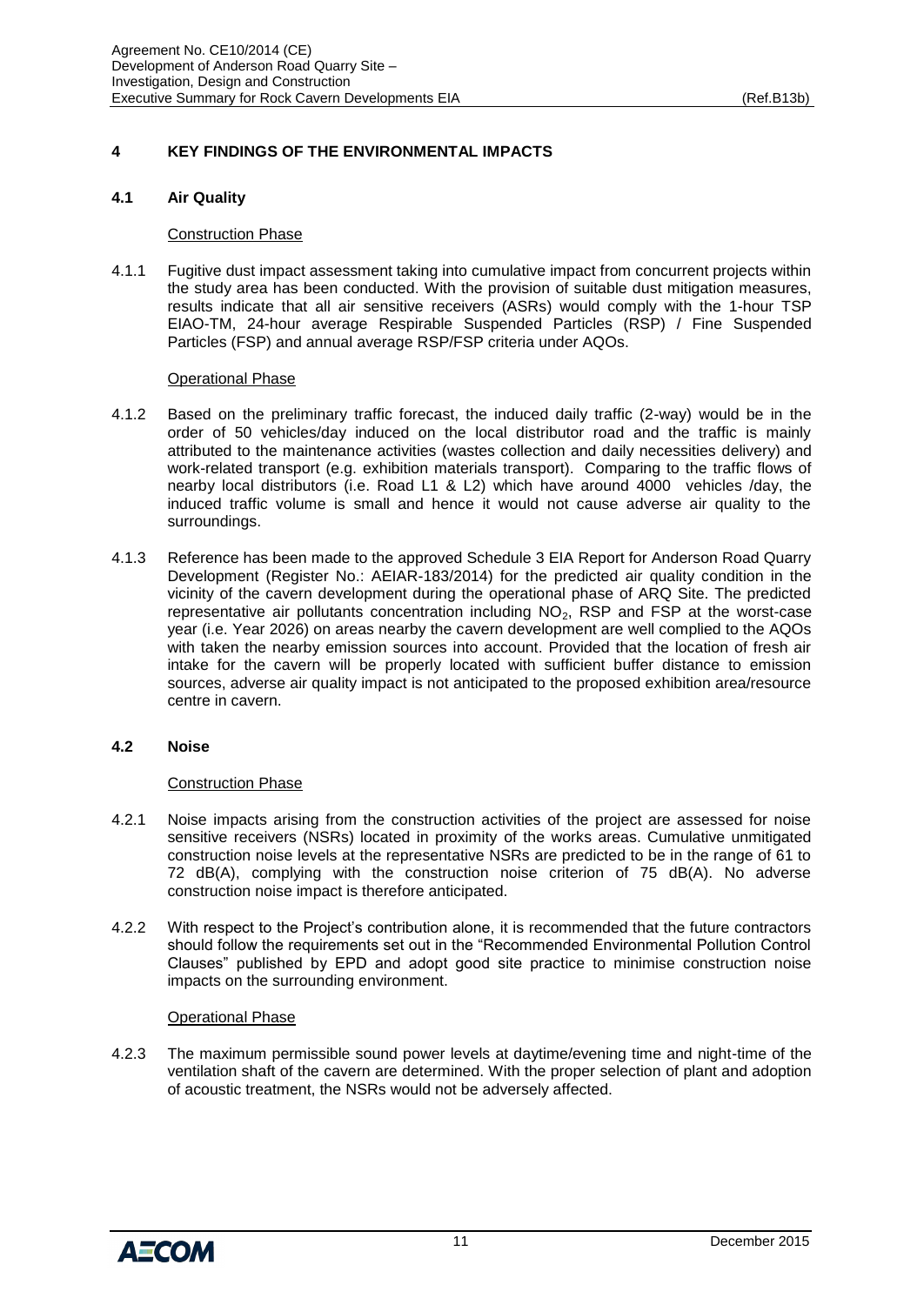## 4 KEY FINDINGS OF THE ENVIRONMENTAL IMPACTS

### 4.1 Air Quality

Construction Phase

4.1.1 Fugitive dust impact assessment taking into cumulative impact from concurrent projects within the study area has been conducted. With the provision of suitable dust mitigation measures, results indicate that all air sensitive receivers (ASRs) would comply with the 1-hour TSP EIAO-TM, 24-hour average Respirable Suspended Particles (RSP) / Fine Suspended Particles (FSP) and annual average RSP/FSP criteria under AQOs.

Operational Phase

4.1.2 Based on the preliminary traffic forecast, the induced daily traffic (2-way) would be in the order of 50 vehicles/day induced on the local distributor road and the traffic is mainly attributed to the maintenance activities (wastes collection and daily necessities delivery) and work-related transport (e.g. exhibition materials transport). Comparing to the traffic flows of nearby local distributors (i.e. Road L1 & L2) which have around 4000 vehicles /day, the induced traffic volume is small and hence it would not cause adverse air quality to the surroundings.

4.1.3 Reference has been made to the approved Schedule 3 EIA Report for Anderson Road Quarry Development (Register No.: AEIAR-183/2014) for the predicted air quality condition in the vicinity of the cavern development during the operational phase of ARQ Site. The predicted representative air pollutants concentration including $NO_2$, RSP and FSP at the worst-case year (i.e. Year 2026) on areas nearby the cavern development are well complied to the AQOs with taken the nearby emission sources into account. Provided that the location of fresh air intake for the cavern will be properly located with sufficient buffer distance to emission sources, adverse air quality impact is not anticipated to the proposed exhibition area/resource centre in cavern.

### 4.2 Noise

Construction Phase

4.2.1 Noise impacts arising from the construction activities of the project are assessed for noise sensitive receivers (NSRs) located in proximity of the works areas. Cumulative unmitigated construction noise levels at the representative NSRs are predicted to be in the range of 61 to 72 dB(A), complying with the construction noise criterion of 75 dB(A). No adverse construction noise impact is therefore anticipated.

4.2.2 With respect to the Project's contribution alone, it is recommended that the future contractors should follow the requirements set out in the "Recommended Environmental Pollution Control Clauses" published by EPD and adopt good site practice to minimise construction noise impacts on the surrounding environment.

Operational Phase

4.2.3 The maximum permissible sound power levels at daytime/evening time and night-time of the ventilation shaft of the cavern are determined. With the proper selection of plant and adoption of acoustic treatment, the NSRs would not be adversely affected.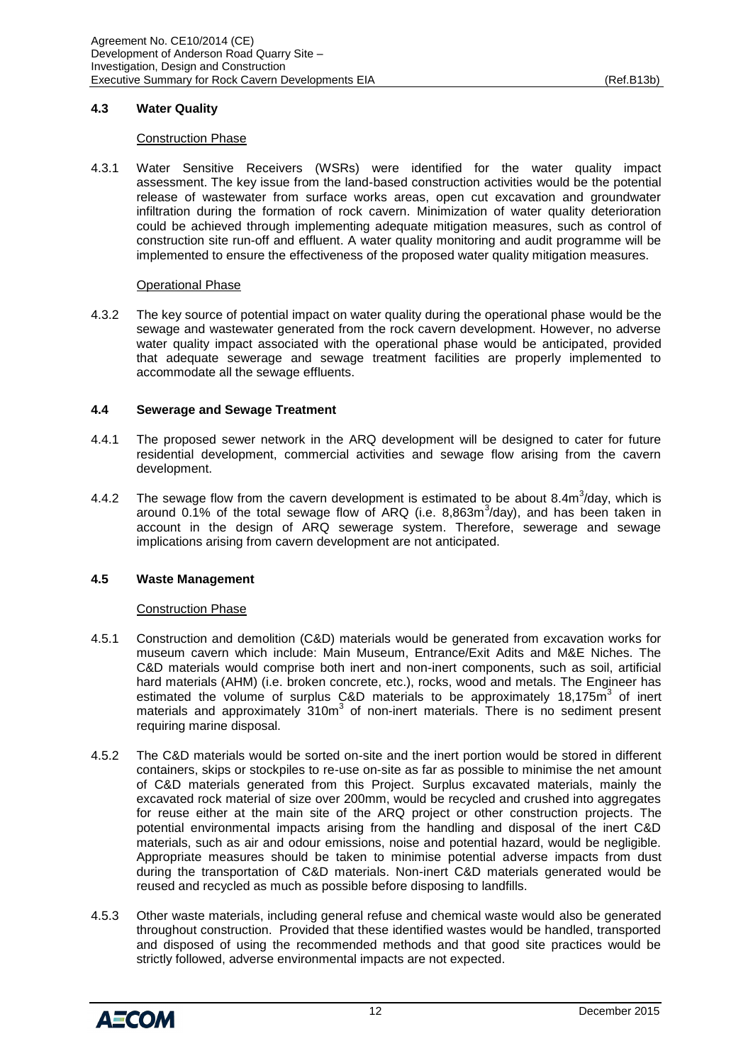### 4.3 Water Quality

Construction Phase

4.3.1 Water Sensitive Receivers (WSRs) were identified for the water quality impact assessment. The key issue from the land-based construction activities would be the potential release of wastewater from surface works areas, open cut excavation and groundwater infiltration during the formation of rock cavern. Minimization of water quality deterioration could be achieved through implementing adequate mitigation measures, such as control of construction site run-off and effluent. A water quality monitoring and audit programme will be implemented to ensure the effectiveness of the proposed water quality mitigation measures.

Operational Phase

4.3.2 The key source of potential impact on water quality during the operational phase would be the sewage and wastewater generated from the rock cavern development. However, no adverse water quality impact associated with the operational phase would be anticipated, provided that adequate sewerage and sewage treatment facilities are properly implemented to accommodate all the sewage effluents.

### 4.4 Sewerage and Sewage Treatment

4.4.1 The proposed sewer network in the ARQ development will be designed to cater for future residential development, commercial activities and sewage flow arising from the cavern development.

4.4.2 The sewage flow from the cavern development is estimated to be about 8.4m$^3$/day, which is around 0.1% of the total sewage flow of ARQ (i.e. 8,863m$^3$/day), and has been taken in account in the design of ARQ sewerage system. Therefore, sewerage and sewage implications arising from cavern development are not anticipated.

### 4.5 Waste Management

Construction Phase

4.5.1 Construction and demolition (C&D) materials would be generated from excavation works for museum cavern which include: Main Museum, Entrance/Exit Adits and M&E Niches. The C&D materials would comprise both inert and non-inert components, such as soil, artificial hard materials (AHM) (i.e. broken concrete, etc.), rocks, wood and metals. The Engineer has estimated the volume of surplus C&D materials to be approximately 18,175m$^3$ of inert materials and approximately 310m$^3$ of non-inert materials. There is no sediment present requiring marine disposal.

4.5.2 The C&D materials would be sorted on-site and the inert portion would be stored in different containers, skips or stockpiles to re-use on-site as far as possible to minimise the net amount of C&D materials generated from this Project. Surplus excavated materials, mainly the excavated rock material of size over 200mm, would be recycled and crushed into aggregates for reuse either at the main site of the ARQ project or other construction projects. The potential environmental impacts arising from the handling and disposal of the inert C&D materials, such as air and odour emissions, noise and potential hazard, would be negligible. Appropriate measures should be taken to minimise potential adverse impacts from dust during the transportation of C&D materials. Non-inert C&D materials generated would be reused and recycled as much as possible before disposing to landfills.

4.5.3 Other waste materials, including general refuse and chemical waste would also be generated throughout construction. Provided that these identified wastes would be handled, transported and disposed of using the recommended methods and that good site practices would be strictly followed, adverse environmental impacts are not expected.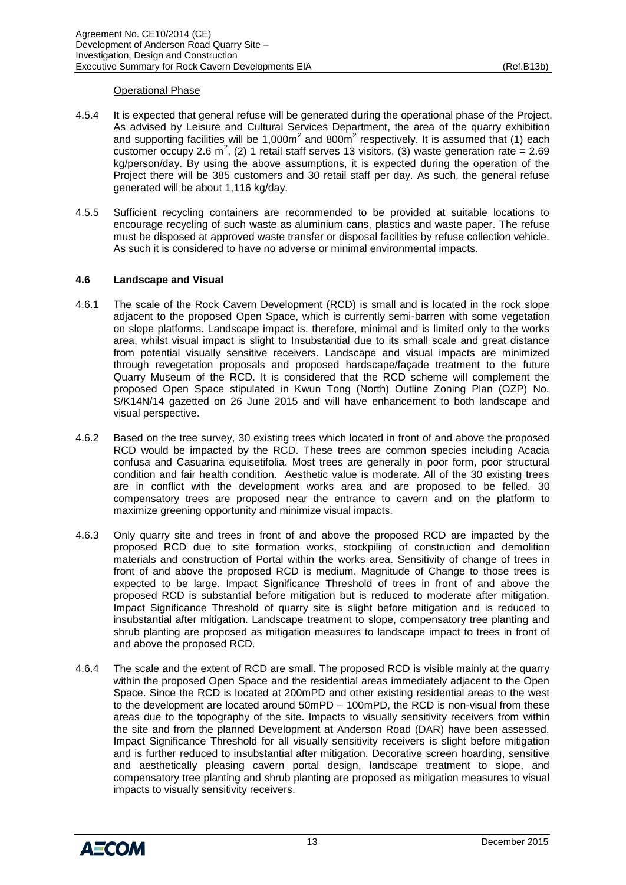Operational Phase

4.5.4 It is expected that general refuse will be generated during the operational phase of the Project. As advised by Leisure and Cultural Services Department, the area of the quarry exhibition and supporting facilities will be 1,000m$^2$ and 800m$^2$ respectively. It is assumed that (1) each customer occupy 2.6 m$^2$, (2) 1 retail staff serves 13 visitors, (3) waste generation rate = 2.69 kg/person/day. By using the above assumptions, it is expected during the operation of the Project there will be 385 customers and 30 retail staff per day. As such, the general refuse generated will be about 1,116 kg/day.

4.5.5 Sufficient recycling containers are recommended to be provided at suitable locations to encourage recycling of such waste as aluminium cans, plastics and waste paper. The refuse must be disposed at approved waste transfer or disposal facilities by refuse collection vehicle. As such it is considered to have no adverse or minimal environmental impacts.

### 4.6 Landscape and Visual

4.6.1 The scale of the Rock Cavern Development (RCD) is small and is located in the rock slope adjacent to the proposed Open Space, which is currently semi-barren with some vegetation on slope platforms. Landscape impact is, therefore, minimal and is limited only to the works area, whilst visual impact is slight to Insubstantial due to its small scale and great distance from potential visually sensitive receivers. Landscape and visual impacts are minimized through revegetation proposals and proposed hardscape/façade treatment to the future Quarry Museum of the RCD. It is considered that the RCD scheme will complement the proposed Open Space stipulated in Kwun Tong (North) Outline Zoning Plan (OZP) No. S/K14N/14 gazetted on 26 June 2015 and will have enhancement to both landscape and visual perspective.

4.6.2 Based on the tree survey, 30 existing trees which located in front of and above the proposed RCD would be impacted by the RCD. These trees are common species including Acacia confusa and Casuarina equisetifolia. Most trees are generally in poor form, poor structural condition and fair health condition. Aesthetic value is moderate. All of the 30 existing trees are in conflict with the development works area and are proposed to be felled. 30 compensatory trees are proposed near the entrance to cavern and on the platform to maximize greening opportunity and minimize visual impacts.

4.6.3 Only quarry site and trees in front of and above the proposed RCD are impacted by the proposed RCD due to site formation works, stockpiling of construction and demolition materials and construction of Portal within the works area. Sensitivity of change of trees in front of and above the proposed RCD is medium. Magnitude of Change to those trees is expected to be large. Impact Significance Threshold of trees in front of and above the proposed RCD is substantial before mitigation but is reduced to moderate after mitigation. Impact Significance Threshold of quarry site is slight before mitigation and is reduced to insubstantial after mitigation. Landscape treatment to slope, compensatory tree planting and shrub planting are proposed as mitigation measures to landscape impact to trees in front of and above the proposed RCD.

4.6.4 The scale and the extent of RCD are small. The proposed RCD is visible mainly at the quarry within the proposed Open Space and the residential areas immediately adjacent to the Open Space. Since the RCD is located at 200mPD and other existing residential areas to the west to the development are located around 50mPD – 100mPD, the RCD is non-visual from these areas due to the topography of the site. Impacts to visually sensitivity receivers from within the site and from the planned Development at Anderson Road (DAR) have been assessed. Impact Significance Threshold for all visually sensitivity receivers is slight before mitigation and is further reduced to insubstantial after mitigation. Decorative screen hoarding, sensitive and aesthetically pleasing cavern portal design, landscape treatment to slope, and compensatory tree planting and shrub planting are proposed as mitigation measures to visual impacts to visually sensitivity receivers.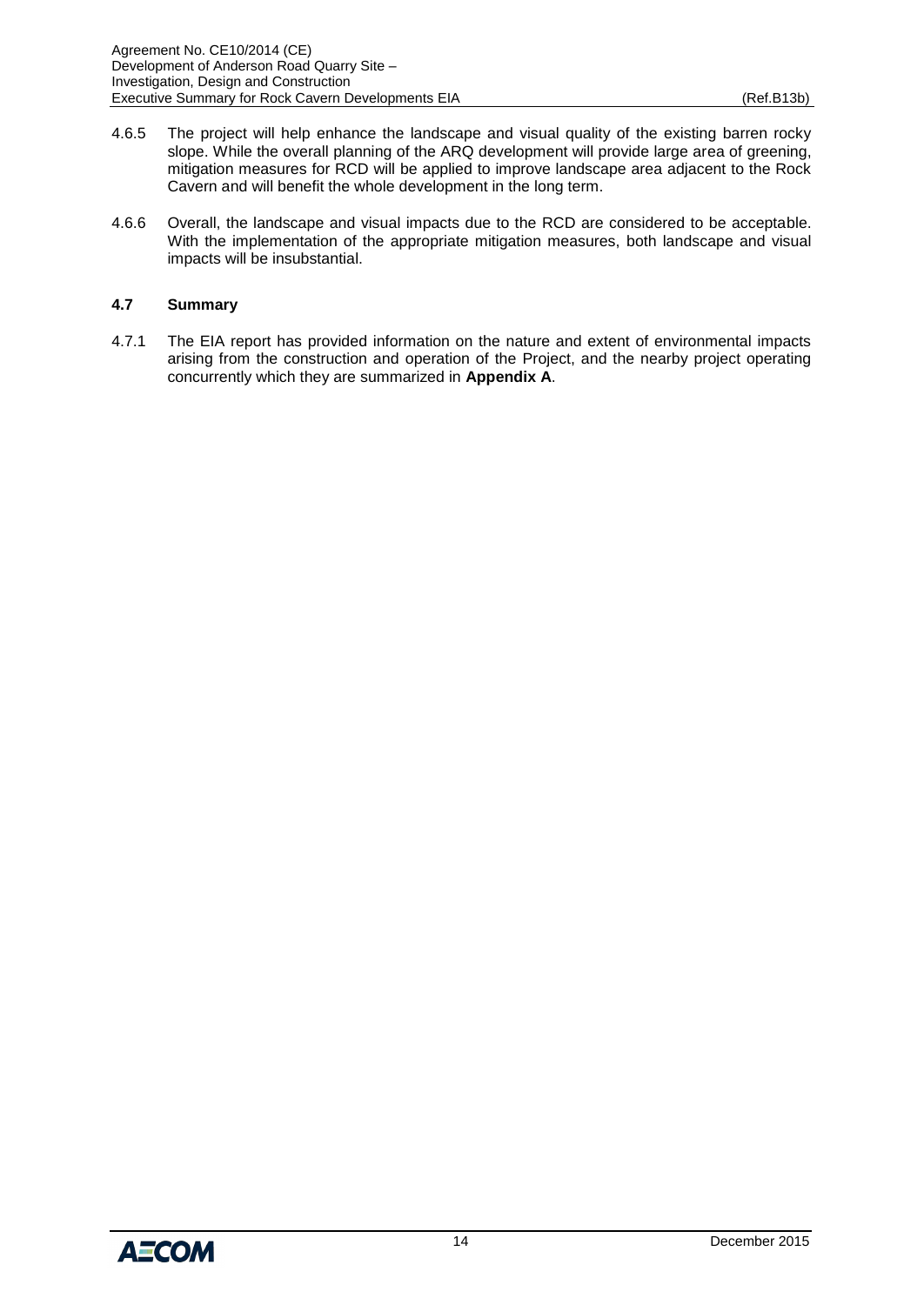4.6.5 The project will help enhance the landscape and visual quality of the existing barren rocky slope. While the overall planning of the ARQ development will provide large area of greening, mitigation measures for RCD will be applied to improve landscape area adjacent to the Rock Cavern and will benefit the whole development in the long term.

4.6.6 Overall, the landscape and visual impacts due to the RCD are considered to be acceptable. With the implementation of the appropriate mitigation measures, both landscape and visual impacts will be insubstantial.

### 4.7 Summary

4.7.1 The EIA report has provided information on the nature and extent of environmental impacts arising from the construction and operation of the Project, and the nearby project operating concurrently which they are summarized in **Appendix A**.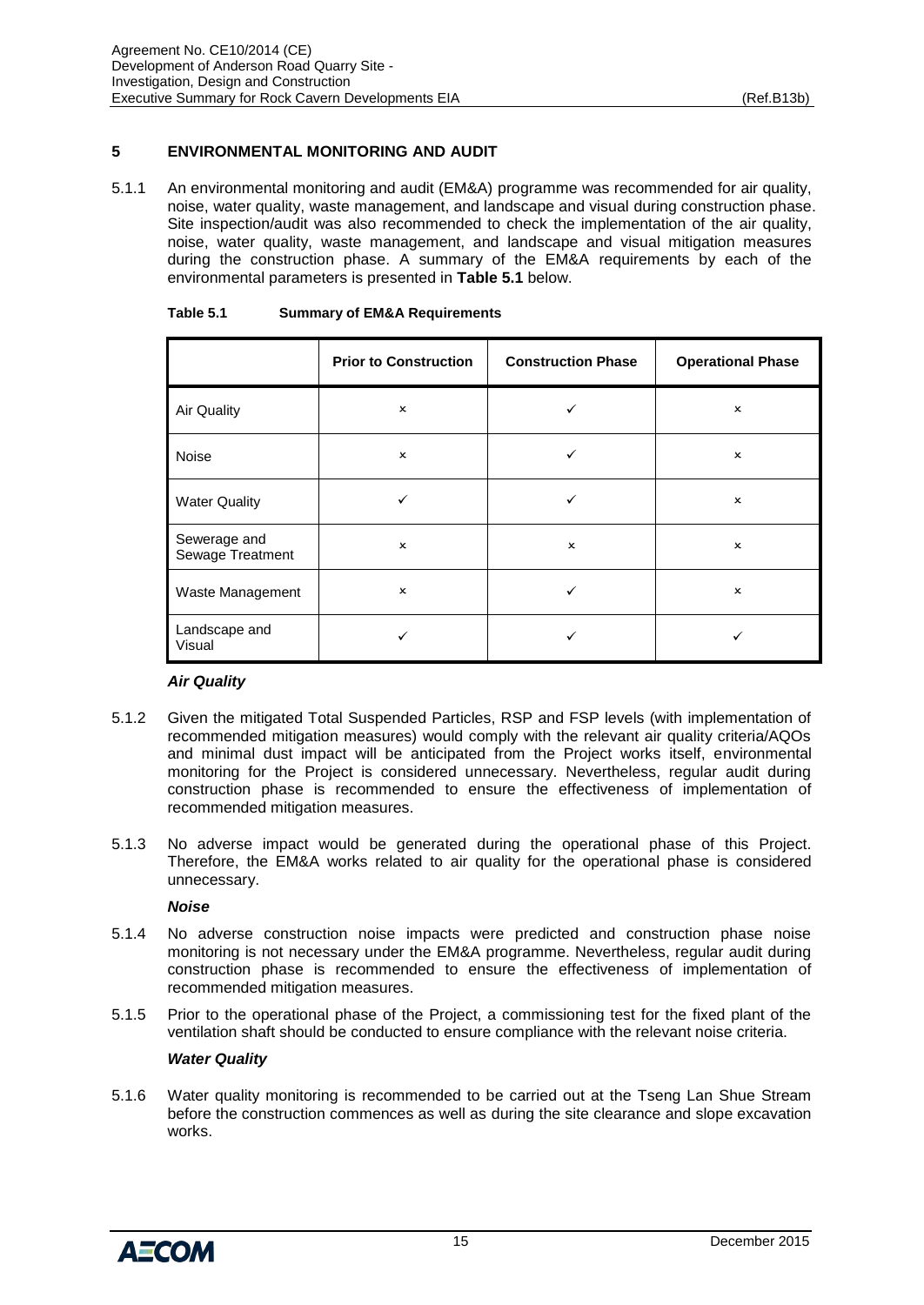## 5 ENVIRONMENTAL MONITORING AND AUDIT

5.1.1 An environmental monitoring and audit (EM&A) programme was recommended for air quality, noise, water quality, waste management, and landscape and visual during construction phase. Site inspection/audit was also recommended to check the implementation of the air quality, noise, water quality, waste management, and landscape and visual mitigation measures during the construction phase. A summary of the EM&A requirements by each of the environmental parameters is presented in **Table 5.1** below.

**Table 5.1 Summary of EM&A Requirements**

| | Prior to Construction | Construction Phase | Operational Phase |
|---|---|---|---|
| Air Quality | × | ✓ | × |
| Noise | × | ✓ | × |
| Water Quality | ✓ | ✓ | × |
| Sewerage and Sewage Treatment | × | × | × |
| Waste Management | × | ✓ | × |
| Landscape and Visual | ✓ | ✓ | ✓ |

***Air Quality***

5.1.2 Given the mitigated Total Suspended Particles, RSP and FSP levels (with implementation of recommended mitigation measures) would comply with the relevant air quality criteria/AQOs and minimal dust impact will be anticipated from the Project works itself, environmental monitoring for the Project is considered unnecessary. Nevertheless, regular audit during construction phase is recommended to ensure the effectiveness of implementation of recommended mitigation measures.

5.1.3 No adverse impact would be generated during the operational phase of this Project. Therefore, the EM&A works related to air quality for the operational phase is considered unnecessary.

***Noise***

5.1.4 No adverse construction noise impacts were predicted and construction phase noise monitoring is not necessary under the EM&A programme. Nevertheless, regular audit during construction phase is recommended to ensure the effectiveness of implementation of recommended mitigation measures.

5.1.5 Prior to the operational phase of the Project, a commissioning test for the fixed plant of the ventilation shaft should be conducted to ensure compliance with the relevant noise criteria.

***Water Quality***

5.1.6 Water quality monitoring is recommended to be carried out at the Tseng Lan Shue Stream before the construction commences as well as during the site clearance and slope excavation works.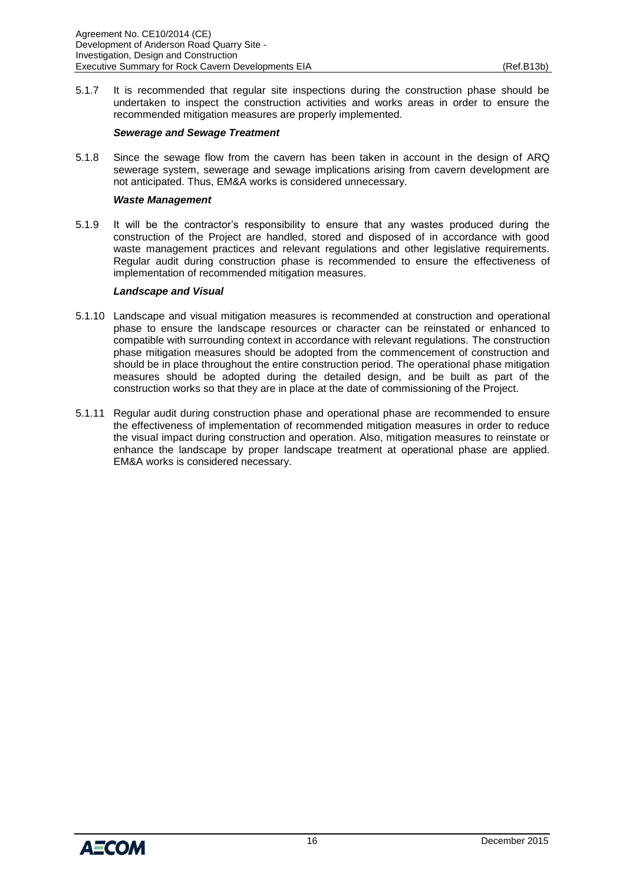5.1.7 It is recommended that regular site inspections during the construction phase should be undertaken to inspect the construction activities and works areas in order to ensure the recommended mitigation measures are properly implemented.

***Sewerage and Sewage Treatment***

5.1.8 Since the sewage flow from the cavern has been taken in account in the design of ARQ sewerage system, sewerage and sewage implications arising from cavern development are not anticipated. Thus, EM&A works is considered unnecessary.

***Waste Management***

5.1.9 It will be the contractor's responsibility to ensure that any wastes produced during the construction of the Project are handled, stored and disposed of in accordance with good waste management practices and relevant regulations and other legislative requirements. Regular audit during construction phase is recommended to ensure the effectiveness of implementation of recommended mitigation measures.

***Landscape and Visual***

5.1.10 Landscape and visual mitigation measures is recommended at construction and operational phase to ensure the landscape resources or character can be reinstated or enhanced to compatible with surrounding context in accordance with relevant regulations. The construction phase mitigation measures should be adopted from the commencement of construction and should be in place throughout the entire construction period. The operational phase mitigation measures should be adopted during the detailed design, and be built as part of the construction works so that they are in place at the date of commissioning of the Project.

5.1.11 Regular audit during construction phase and operational phase are recommended to ensure the effectiveness of implementation of recommended mitigation measures in order to reduce the visual impact during construction and operation. Also, mitigation measures to reinstate or enhance the landscape by proper landscape treatment at operational phase are applied. EM&A works is considered necessary.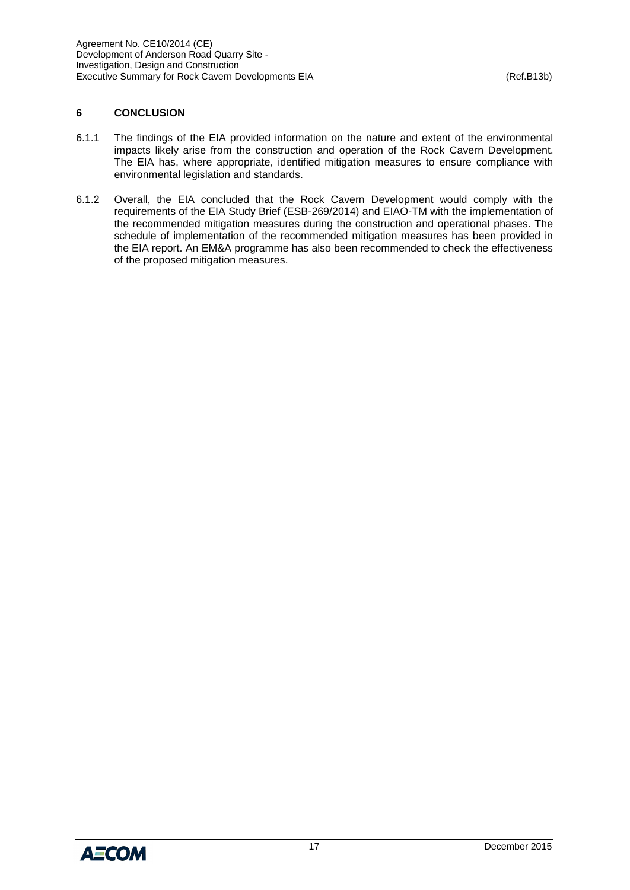## 6 CONCLUSION

6.1.1 The findings of the EIA provided information on the nature and extent of the environmental impacts likely arise from the construction and operation of the Rock Cavern Development. The EIA has, where appropriate, identified mitigation measures to ensure compliance with environmental legislation and standards.

6.1.2 Overall, the EIA concluded that the Rock Cavern Development would comply with the requirements of the EIA Study Brief (ESB-269/2014) and EIAO-TM with the implementation of the recommended mitigation measures during the construction and operational phases. The schedule of implementation of the recommended mitigation measures has been provided in the EIA report. An EM&A programme has also been recommended to check the effectiveness of the proposed mitigation measures.